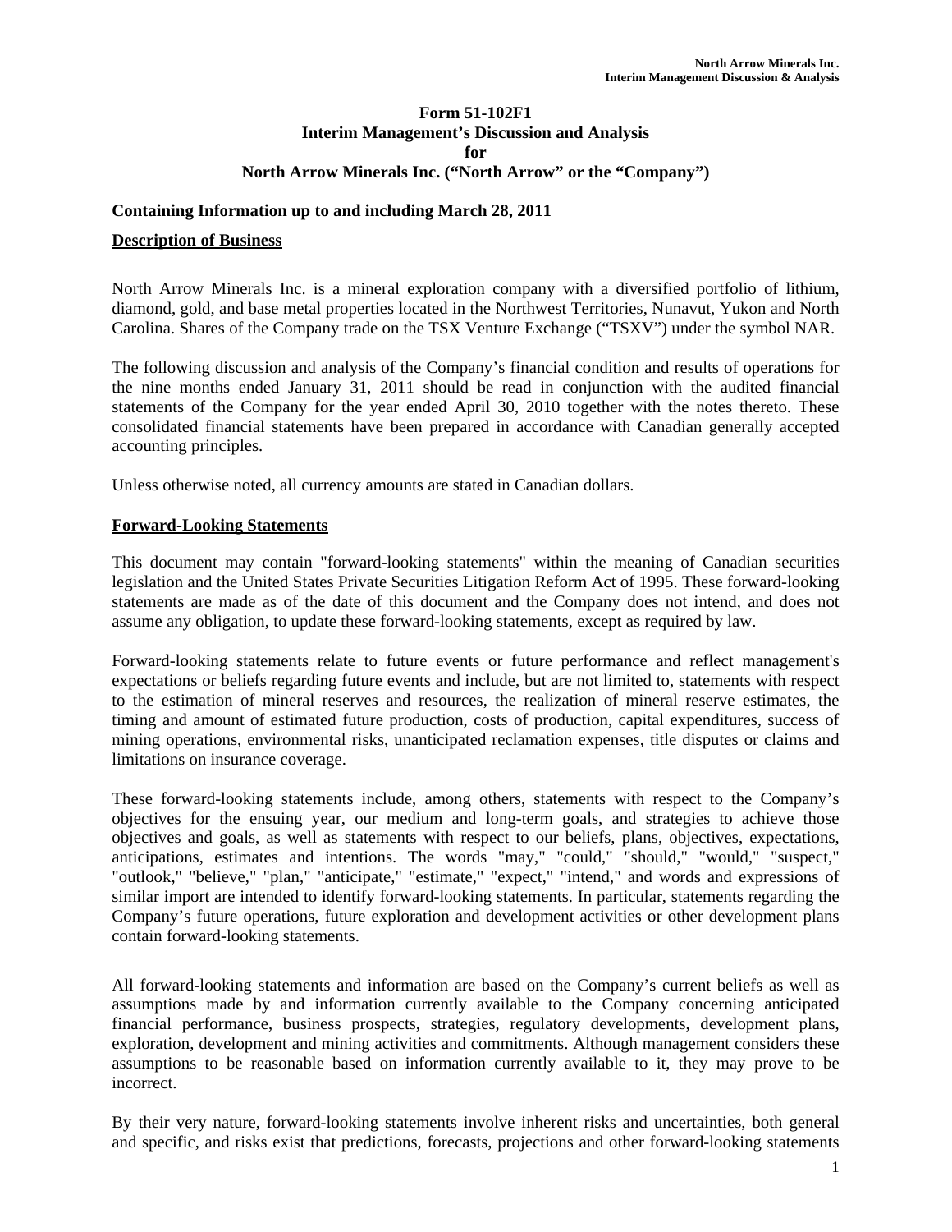# Form 51-102F1
# Interim Management's Discussion and Analysis
# for
# North Arrow Minerals Inc. ("North Arrow" or the "Company")

**Containing Information up to and including March 28, 2011**

## Description of Business

North Arrow Minerals Inc. is a mineral exploration company with a diversified portfolio of lithium, diamond, gold, and base metal properties located in the Northwest Territories, Nunavut, Yukon and North Carolina. Shares of the Company trade on the TSX Venture Exchange ("TSXV") under the symbol NAR.

The following discussion and analysis of the Company's financial condition and results of operations for the nine months ended January 31, 2011 should be read in conjunction with the audited financial statements of the Company for the year ended April 30, 2010 together with the notes thereto. These consolidated financial statements have been prepared in accordance with Canadian generally accepted accounting principles.

Unless otherwise noted, all currency amounts are stated in Canadian dollars.

## Forward-Looking Statements

This document may contain "forward-looking statements" within the meaning of Canadian securities legislation and the United States Private Securities Litigation Reform Act of 1995. These forward-looking statements are made as of the date of this document and the Company does not intend, and does not assume any obligation, to update these forward-looking statements, except as required by law.

Forward-looking statements relate to future events or future performance and reflect management's expectations or beliefs regarding future events and include, but are not limited to, statements with respect to the estimation of mineral reserves and resources, the realization of mineral reserve estimates, the timing and amount of estimated future production, costs of production, capital expenditures, success of mining operations, environmental risks, unanticipated reclamation expenses, title disputes or claims and limitations on insurance coverage.

These forward-looking statements include, among others, statements with respect to the Company's objectives for the ensuing year, our medium and long-term goals, and strategies to achieve those objectives and goals, as well as statements with respect to our beliefs, plans, objectives, expectations, anticipations, estimates and intentions. The words "may," "could," "should," "would," "suspect," "outlook," "believe," "plan," "anticipate," "estimate," "expect," "intend," and words and expressions of similar import are intended to identify forward-looking statements. In particular, statements regarding the Company's future operations, future exploration and development activities or other development plans contain forward-looking statements.

All forward-looking statements and information are based on the Company's current beliefs as well as assumptions made by and information currently available to the Company concerning anticipated financial performance, business prospects, strategies, regulatory developments, development plans, exploration, development and mining activities and commitments. Although management considers these assumptions to be reasonable based on information currently available to it, they may prove to be incorrect.

By their very nature, forward-looking statements involve inherent risks and uncertainties, both general and specific, and risks exist that predictions, forecasts, projections and other forward-looking statements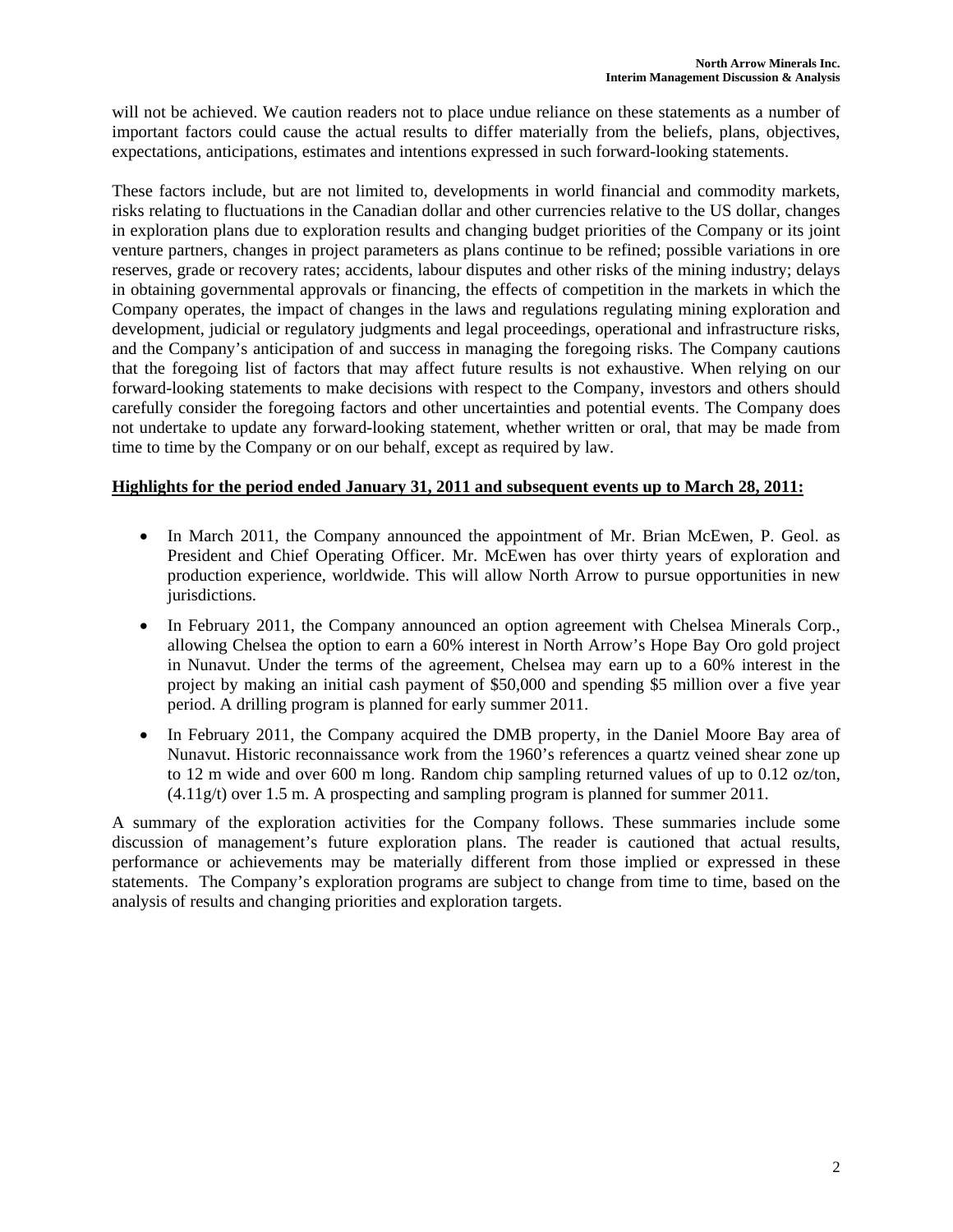will not be achieved. We caution readers not to place undue reliance on these statements as a number of important factors could cause the actual results to differ materially from the beliefs, plans, objectives, expectations, anticipations, estimates and intentions expressed in such forward-looking statements.

These factors include, but are not limited to, developments in world financial and commodity markets, risks relating to fluctuations in the Canadian dollar and other currencies relative to the US dollar, changes in exploration plans due to exploration results and changing budget priorities of the Company or its joint venture partners, changes in project parameters as plans continue to be refined; possible variations in ore reserves, grade or recovery rates; accidents, labour disputes and other risks of the mining industry; delays in obtaining governmental approvals or financing, the effects of competition in the markets in which the Company operates, the impact of changes in the laws and regulations regulating mining exploration and development, judicial or regulatory judgments and legal proceedings, operational and infrastructure risks, and the Company's anticipation of and success in managing the foregoing risks. The Company cautions that the foregoing list of factors that may affect future results is not exhaustive. When relying on our forward-looking statements to make decisions with respect to the Company, investors and others should carefully consider the foregoing factors and other uncertainties and potential events. The Company does not undertake to update any forward-looking statement, whether written or oral, that may be made from time to time by the Company or on our behalf, except as required by law.

**Highlights for the period ended January 31, 2011 and subsequent events up to March 28, 2011:**

- In March 2011, the Company announced the appointment of Mr. Brian McEwen, P. Geol. as President and Chief Operating Officer. Mr. McEwen has over thirty years of exploration and production experience, worldwide. This will allow North Arrow to pursue opportunities in new jurisdictions.
- In February 2011, the Company announced an option agreement with Chelsea Minerals Corp., allowing Chelsea the option to earn a 60% interest in North Arrow's Hope Bay Oro gold project in Nunavut. Under the terms of the agreement, Chelsea may earn up to a 60% interest in the project by making an initial cash payment of $50,000 and spending $5 million over a five year period. A drilling program is planned for early summer 2011.
- In February 2011, the Company acquired the DMB property, in the Daniel Moore Bay area of Nunavut. Historic reconnaissance work from the 1960's references a quartz veined shear zone up to 12 m wide and over 600 m long. Random chip sampling returned values of up to 0.12 oz/ton, (4.11g/t) over 1.5 m. A prospecting and sampling program is planned for summer 2011.

A summary of the exploration activities for the Company follows. These summaries include some discussion of management's future exploration plans. The reader is cautioned that actual results, performance or achievements may be materially different from those implied or expressed in these statements. The Company's exploration programs are subject to change from time to time, based on the analysis of results and changing priorities and exploration targets.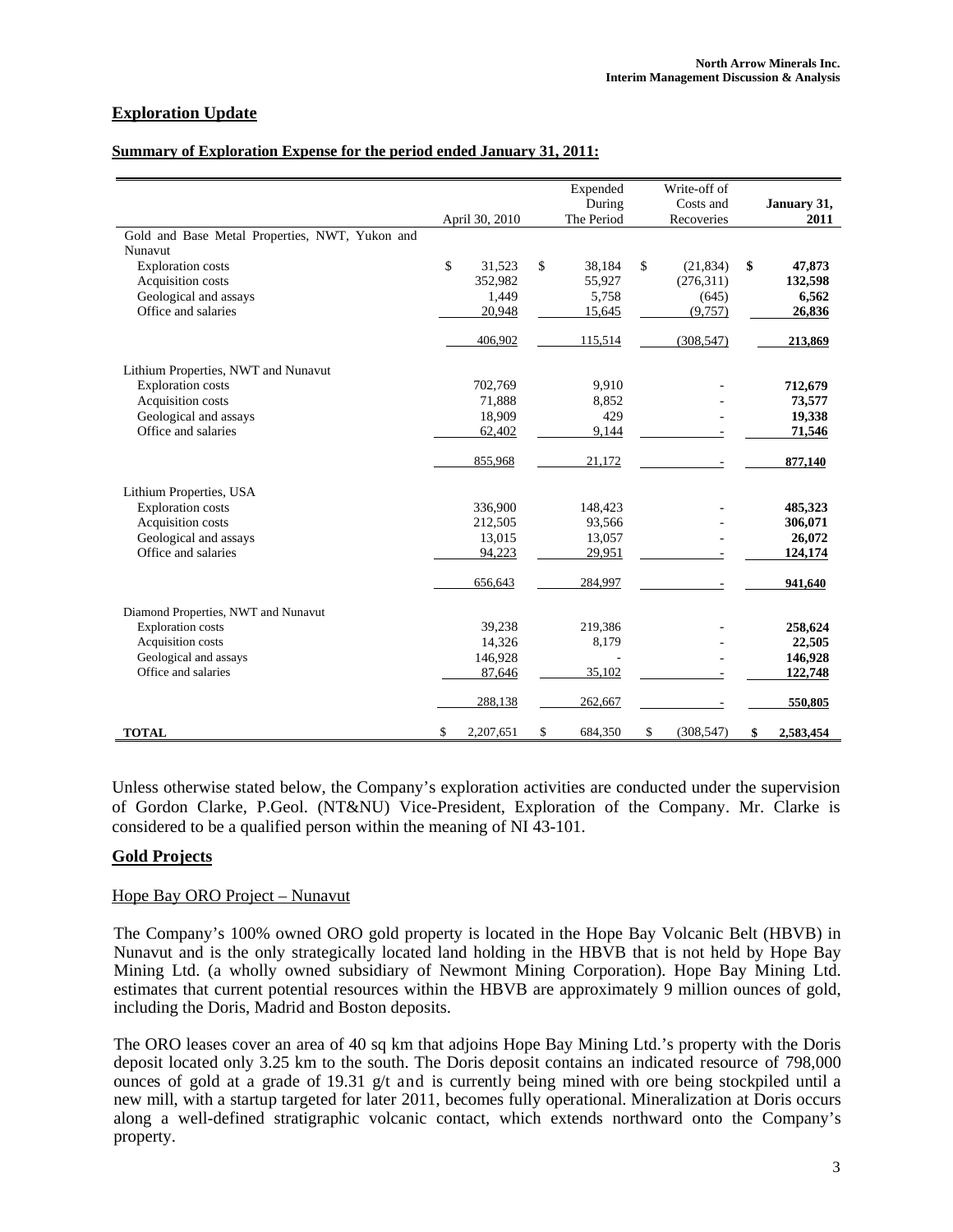## Exploration Update

### Summary of Exploration Expense for the period ended January 31, 2011:

| | April 30, 2010 | Expended During The Period | Write-off of Costs and Recoveries | January 31, 2011 |
|---|---|---|---|---|
| Gold and Base Metal Properties, NWT, Yukon and Nunavut | | | | |
| Exploration costs | $ 31,523 | $ 38,184 | $ (21,834) | **$ 47,873** |
| Acquisition costs | 352,982 | 55,927 | (276,311) | **132,598** |
| Geological and assays | 1,449 | 5,758 | (645) | **6,562** |
| Office and salaries | 20,948 | 15,645 | (9,757) | **26,836** |
| | 406,902 | 115,514 | (308,547) | **213,869** |
| Lithium Properties, NWT and Nunavut | | | | |
| Exploration costs | 702,769 | 9,910 | - | **712,679** |
| Acquisition costs | 71,888 | 8,852 | - | **73,577** |
| Geological and assays | 18,909 | 429 | - | **19,338** |
| Office and salaries | 62,402 | 9,144 | - | **71,546** |
| | 855,968 | 21,172 | - | **877,140** |
| Lithium Properties, USA | | | | |
| Exploration costs | 336,900 | 148,423 | - | **485,323** |
| Acquisition costs | 212,505 | 93,566 | - | **306,071** |
| Geological and assays | 13,015 | 13,057 | - | **26,072** |
| Office and salaries | 94,223 | 29,951 | - | **124,174** |
| | 656,643 | 284,997 | - | **941,640** |
| Diamond Properties, NWT and Nunavut | | | | |
| Exploration costs | 39,238 | 219,386 | - | **258,624** |
| Acquisition costs | 14,326 | 8,179 | - | **22,505** |
| Geological and assays | 146,928 | - | - | **146,928** |
| Office and salaries | 87,646 | 35,102 | - | **122,748** |
| | 288,138 | 262,667 | - | **550,805** |
| **TOTAL** | $ 2,207,651 | $ 684,350 | $ (308,547) | **$ 2,583,454** |

Unless otherwise stated below, the Company's exploration activities are conducted under the supervision of Gordon Clarke, P.Geol. (NT&NU) Vice-President, Exploration of the Company. Mr. Clarke is considered to be a qualified person within the meaning of NI 43-101.

## Gold Projects

### Hope Bay ORO Project – Nunavut

The Company's 100% owned ORO gold property is located in the Hope Bay Volcanic Belt (HBVB) in Nunavut and is the only strategically located land holding in the HBVB that is not held by Hope Bay Mining Ltd. (a wholly owned subsidiary of Newmont Mining Corporation). Hope Bay Mining Ltd. estimates that current potential resources within the HBVB are approximately 9 million ounces of gold, including the Doris, Madrid and Boston deposits.

The ORO leases cover an area of 40 sq km that adjoins Hope Bay Mining Ltd.'s property with the Doris deposit located only 3.25 km to the south. The Doris deposit contains an indicated resource of 798,000 ounces of gold at a grade of 19.31 g/t and is currently being mined with ore being stockpiled until a new mill, with a startup targeted for later 2011, becomes fully operational. Mineralization at Doris occurs along a well-defined stratigraphic volcanic contact, which extends northward onto the Company's property.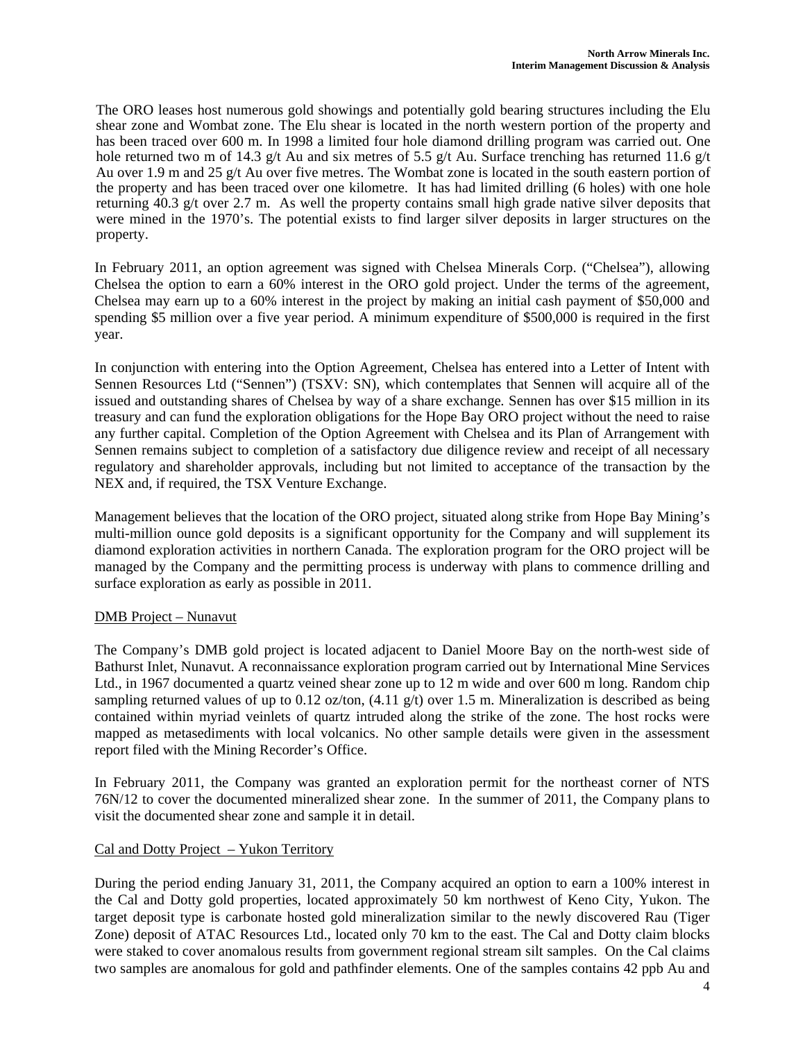The ORO leases host numerous gold showings and potentially gold bearing structures including the Elu shear zone and Wombat zone. The Elu shear is located in the north western portion of the property and has been traced over 600 m. In 1998 a limited four hole diamond drilling program was carried out. One hole returned two m of 14.3 g/t Au and six metres of 5.5 g/t Au. Surface trenching has returned 11.6 g/t Au over 1.9 m and 25 g/t Au over five metres. The Wombat zone is located in the south eastern portion of the property and has been traced over one kilometre. It has had limited drilling (6 holes) with one hole returning 40.3 g/t over 2.7 m. As well the property contains small high grade native silver deposits that were mined in the 1970's. The potential exists to find larger silver deposits in larger structures on the property.

In February 2011, an option agreement was signed with Chelsea Minerals Corp. ("Chelsea"), allowing Chelsea the option to earn a 60% interest in the ORO gold project. Under the terms of the agreement, Chelsea may earn up to a 60% interest in the project by making an initial cash payment of $50,000 and spending $5 million over a five year period. A minimum expenditure of $500,000 is required in the first year.

In conjunction with entering into the Option Agreement, Chelsea has entered into a Letter of Intent with Sennen Resources Ltd ("Sennen") (TSXV: SN), which contemplates that Sennen will acquire all of the issued and outstanding shares of Chelsea by way of a share exchange. Sennen has over $15 million in its treasury and can fund the exploration obligations for the Hope Bay ORO project without the need to raise any further capital. Completion of the Option Agreement with Chelsea and its Plan of Arrangement with Sennen remains subject to completion of a satisfactory due diligence review and receipt of all necessary regulatory and shareholder approvals, including but not limited to acceptance of the transaction by the NEX and, if required, the TSX Venture Exchange.

Management believes that the location of the ORO project, situated along strike from Hope Bay Mining's multi-million ounce gold deposits is a significant opportunity for the Company and will supplement its diamond exploration activities in northern Canada. The exploration program for the ORO project will be managed by the Company and the permitting process is underway with plans to commence drilling and surface exploration as early as possible in 2011.

## DMB Project – Nunavut

The Company's DMB gold project is located adjacent to Daniel Moore Bay on the north-west side of Bathurst Inlet, Nunavut. A reconnaissance exploration program carried out by International Mine Services Ltd., in 1967 documented a quartz veined shear zone up to 12 m wide and over 600 m long. Random chip sampling returned values of up to 0.12 oz/ton, (4.11 g/t) over 1.5 m. Mineralization is described as being contained within myriad veinlets of quartz intruded along the strike of the zone. The host rocks were mapped as metasediments with local volcanics. No other sample details were given in the assessment report filed with the Mining Recorder's Office.

In February 2011, the Company was granted an exploration permit for the northeast corner of NTS 76N/12 to cover the documented mineralized shear zone. In the summer of 2011, the Company plans to visit the documented shear zone and sample it in detail.

## Cal and Dotty Project – Yukon Territory

During the period ending January 31, 2011, the Company acquired an option to earn a 100% interest in the Cal and Dotty gold properties, located approximately 50 km northwest of Keno City, Yukon. The target deposit type is carbonate hosted gold mineralization similar to the newly discovered Rau (Tiger Zone) deposit of ATAC Resources Ltd., located only 70 km to the east. The Cal and Dotty claim blocks were staked to cover anomalous results from government regional stream silt samples. On the Cal claims two samples are anomalous for gold and pathfinder elements. One of the samples contains 42 ppb Au and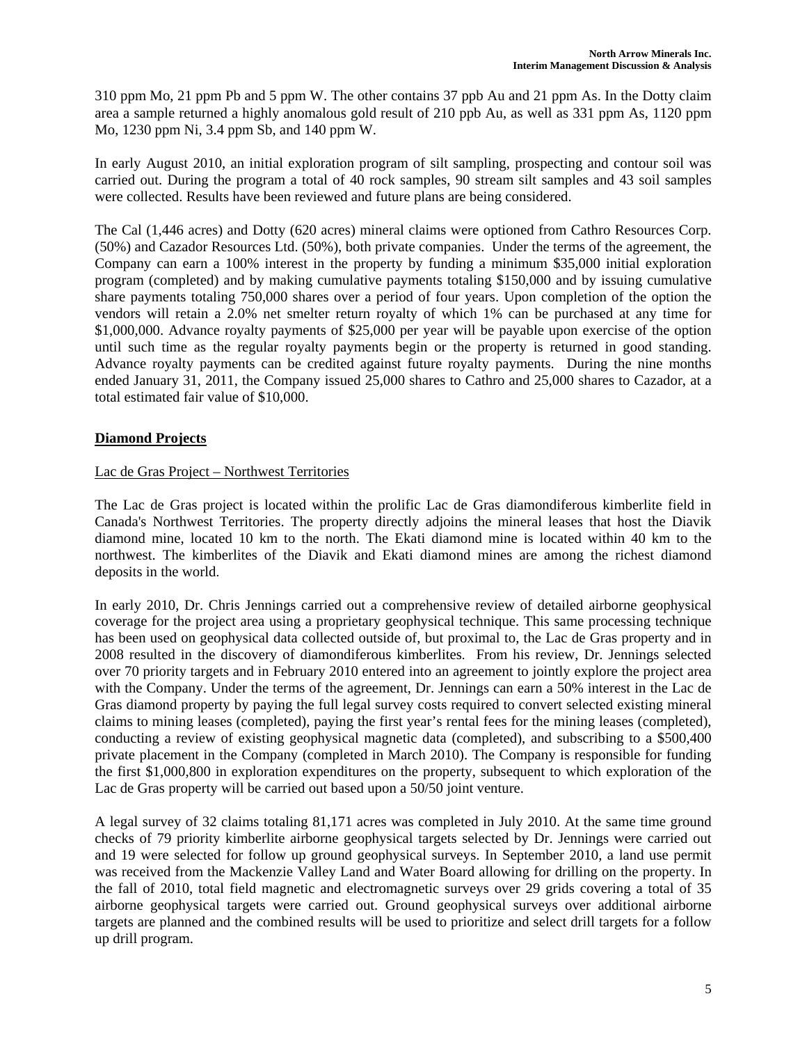310 ppm Mo, 21 ppm Pb and 5 ppm W. The other contains 37 ppb Au and 21 ppm As. In the Dotty claim area a sample returned a highly anomalous gold result of 210 ppb Au, as well as 331 ppm As, 1120 ppm Mo, 1230 ppm Ni, 3.4 ppm Sb, and 140 ppm W.

In early August 2010, an initial exploration program of silt sampling, prospecting and contour soil was carried out. During the program a total of 40 rock samples, 90 stream silt samples and 43 soil samples were collected. Results have been reviewed and future plans are being considered.

The Cal (1,446 acres) and Dotty (620 acres) mineral claims were optioned from Cathro Resources Corp. (50%) and Cazador Resources Ltd. (50%), both private companies. Under the terms of the agreement, the Company can earn a 100% interest in the property by funding a minimum $35,000 initial exploration program (completed) and by making cumulative payments totaling $150,000 and by issuing cumulative share payments totaling 750,000 shares over a period of four years. Upon completion of the option the vendors will retain a 2.0% net smelter return royalty of which 1% can be purchased at any time for $1,000,000. Advance royalty payments of $25,000 per year will be payable upon exercise of the option until such time as the regular royalty payments begin or the property is returned in good standing. Advance royalty payments can be credited against future royalty payments. During the nine months ended January 31, 2011, the Company issued 25,000 shares to Cathro and 25,000 shares to Cazador, at a total estimated fair value of $10,000.

## Diamond Projects

### Lac de Gras Project – Northwest Territories

The Lac de Gras project is located within the prolific Lac de Gras diamondiferous kimberlite field in Canada's Northwest Territories. The property directly adjoins the mineral leases that host the Diavik diamond mine, located 10 km to the north. The Ekati diamond mine is located within 40 km to the northwest. The kimberlites of the Diavik and Ekati diamond mines are among the richest diamond deposits in the world.

In early 2010, Dr. Chris Jennings carried out a comprehensive review of detailed airborne geophysical coverage for the project area using a proprietary geophysical technique. This same processing technique has been used on geophysical data collected outside of, but proximal to, the Lac de Gras property and in 2008 resulted in the discovery of diamondiferous kimberlites. From his review, Dr. Jennings selected over 70 priority targets and in February 2010 entered into an agreement to jointly explore the project area with the Company. Under the terms of the agreement, Dr. Jennings can earn a 50% interest in the Lac de Gras diamond property by paying the full legal survey costs required to convert selected existing mineral claims to mining leases (completed), paying the first year's rental fees for the mining leases (completed), conducting a review of existing geophysical magnetic data (completed), and subscribing to a $500,400 private placement in the Company (completed in March 2010). The Company is responsible for funding the first $1,000,800 in exploration expenditures on the property, subsequent to which exploration of the Lac de Gras property will be carried out based upon a 50/50 joint venture.

A legal survey of 32 claims totaling 81,171 acres was completed in July 2010. At the same time ground checks of 79 priority kimberlite airborne geophysical targets selected by Dr. Jennings were carried out and 19 were selected for follow up ground geophysical surveys. In September 2010, a land use permit was received from the Mackenzie Valley Land and Water Board allowing for drilling on the property. In the fall of 2010, total field magnetic and electromagnetic surveys over 29 grids covering a total of 35 airborne geophysical targets were carried out. Ground geophysical surveys over additional airborne targets are planned and the combined results will be used to prioritize and select drill targets for a follow up drill program.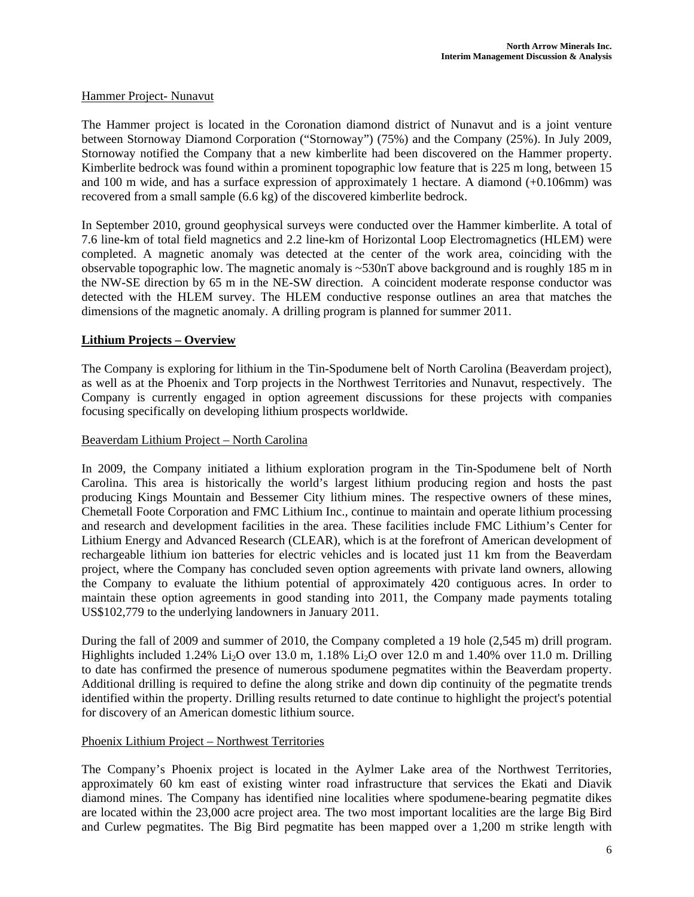Hammer Project- Nunavut

The Hammer project is located in the Coronation diamond district of Nunavut and is a joint venture between Stornoway Diamond Corporation ("Stornoway") (75%) and the Company (25%). In July 2009, Stornoway notified the Company that a new kimberlite had been discovered on the Hammer property. Kimberlite bedrock was found within a prominent topographic low feature that is 225 m long, between 15 and 100 m wide, and has a surface expression of approximately 1 hectare. A diamond (+0.106mm) was recovered from a small sample (6.6 kg) of the discovered kimberlite bedrock.

In September 2010, ground geophysical surveys were conducted over the Hammer kimberlite. A total of 7.6 line-km of total field magnetics and 2.2 line-km of Horizontal Loop Electromagnetics (HLEM) were completed. A magnetic anomaly was detected at the center of the work area, coinciding with the observable topographic low. The magnetic anomaly is ~530nT above background and is roughly 185 m in the NW-SE direction by 65 m in the NE-SW direction. A coincident moderate response conductor was detected with the HLEM survey. The HLEM conductive response outlines an area that matches the dimensions of the magnetic anomaly. A drilling program is planned for summer 2011.

## Lithium Projects – Overview

The Company is exploring for lithium in the Tin-Spodumene belt of North Carolina (Beaverdam project), as well as at the Phoenix and Torp projects in the Northwest Territories and Nunavut, respectively. The Company is currently engaged in option agreement discussions for these projects with companies focusing specifically on developing lithium prospects worldwide.

Beaverdam Lithium Project – North Carolina

In 2009, the Company initiated a lithium exploration program in the Tin-Spodumene belt of North Carolina. This area is historically the world's largest lithium producing region and hosts the past producing Kings Mountain and Bessemer City lithium mines. The respective owners of these mines, Chemetall Foote Corporation and FMC Lithium Inc., continue to maintain and operate lithium processing and research and development facilities in the area. These facilities include FMC Lithium's Center for Lithium Energy and Advanced Research (CLEAR), which is at the forefront of American development of rechargeable lithium ion batteries for electric vehicles and is located just 11 km from the Beaverdam project, where the Company has concluded seven option agreements with private land owners, allowing the Company to evaluate the lithium potential of approximately 420 contiguous acres. In order to maintain these option agreements in good standing into 2011, the Company made payments totaling US$102,779 to the underlying landowners in January 2011.

During the fall of 2009 and summer of 2010, the Company completed a 19 hole (2,545 m) drill program. Highlights included 1.24% $Li_2O$ over 13.0 m, 1.18% $Li_2O$ over 12.0 m and 1.40% over 11.0 m. Drilling to date has confirmed the presence of numerous spodumene pegmatites within the Beaverdam property. Additional drilling is required to define the along strike and down dip continuity of the pegmatite trends identified within the property. Drilling results returned to date continue to highlight the project's potential for discovery of an American domestic lithium source.

Phoenix Lithium Project – Northwest Territories

The Company's Phoenix project is located in the Aylmer Lake area of the Northwest Territories, approximately 60 km east of existing winter road infrastructure that services the Ekati and Diavik diamond mines. The Company has identified nine localities where spodumene-bearing pegmatite dikes are located within the 23,000 acre project area. The two most important localities are the large Big Bird and Curlew pegmatites. The Big Bird pegmatite has been mapped over a 1,200 m strike length with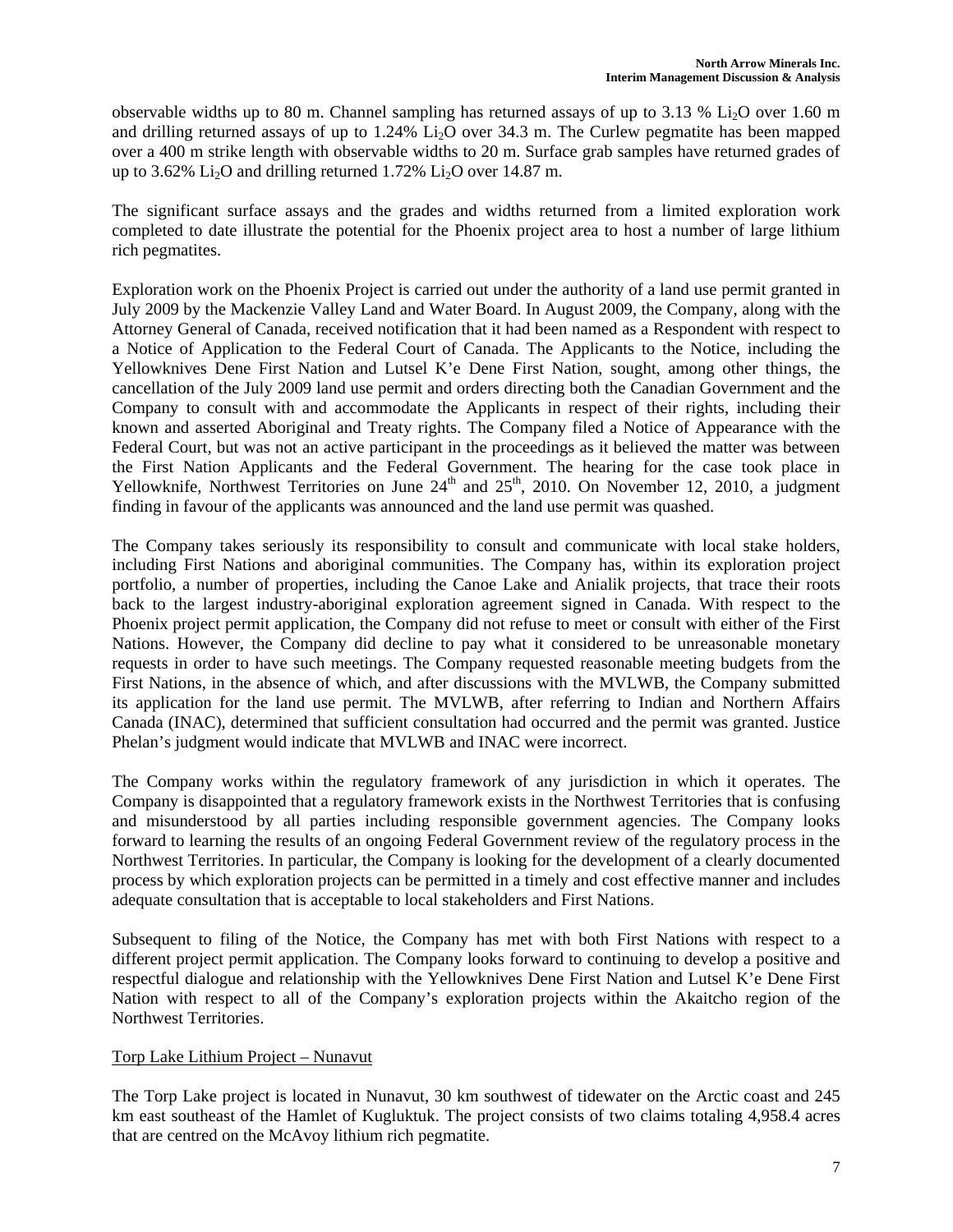observable widths up to 80 m. Channel sampling has returned assays of up to 3.13 % $Li_2O$ over 1.60 m and drilling returned assays of up to 1.24% $Li_2O$ over 34.3 m. The Curlew pegmatite has been mapped over a 400 m strike length with observable widths to 20 m. Surface grab samples have returned grades of up to 3.62% $Li_2O$ and drilling returned 1.72% $Li_2O$ over 14.87 m.

The significant surface assays and the grades and widths returned from a limited exploration work completed to date illustrate the potential for the Phoenix project area to host a number of large lithium rich pegmatites.

Exploration work on the Phoenix Project is carried out under the authority of a land use permit granted in July 2009 by the Mackenzie Valley Land and Water Board. In August 2009, the Company, along with the Attorney General of Canada, received notification that it had been named as a Respondent with respect to a Notice of Application to the Federal Court of Canada. The Applicants to the Notice, including the Yellowknives Dene First Nation and Lutsel K'e Dene First Nation, sought, among other things, the cancellation of the July 2009 land use permit and orders directing both the Canadian Government and the Company to consult with and accommodate the Applicants in respect of their rights, including their known and asserted Aboriginal and Treaty rights. The Company filed a Notice of Appearance with the Federal Court, but was not an active participant in the proceedings as it believed the matter was between the First Nation Applicants and the Federal Government. The hearing for the case took place in Yellowknife, Northwest Territories on June 24th and 25th, 2010. On November 12, 2010, a judgment finding in favour of the applicants was announced and the land use permit was quashed.

The Company takes seriously its responsibility to consult and communicate with local stake holders, including First Nations and aboriginal communities. The Company has, within its exploration project portfolio, a number of properties, including the Canoe Lake and Anialik projects, that trace their roots back to the largest industry-aboriginal exploration agreement signed in Canada. With respect to the Phoenix project permit application, the Company did not refuse to meet or consult with either of the First Nations. However, the Company did decline to pay what it considered to be unreasonable monetary requests in order to have such meetings. The Company requested reasonable meeting budgets from the First Nations, in the absence of which, and after discussions with the MVLWB, the Company submitted its application for the land use permit. The MVLWB, after referring to Indian and Northern Affairs Canada (INAC), determined that sufficient consultation had occurred and the permit was granted. Justice Phelan's judgment would indicate that MVLWB and INAC were incorrect.

The Company works within the regulatory framework of any jurisdiction in which it operates. The Company is disappointed that a regulatory framework exists in the Northwest Territories that is confusing and misunderstood by all parties including responsible government agencies. The Company looks forward to learning the results of an ongoing Federal Government review of the regulatory process in the Northwest Territories. In particular, the Company is looking for the development of a clearly documented process by which exploration projects can be permitted in a timely and cost effective manner and includes adequate consultation that is acceptable to local stakeholders and First Nations.

Subsequent to filing of the Notice, the Company has met with both First Nations with respect to a different project permit application. The Company looks forward to continuing to develop a positive and respectful dialogue and relationship with the Yellowknives Dene First Nation and Lutsel K'e Dene First Nation with respect to all of the Company's exploration projects within the Akaitcho region of the Northwest Territories.

Torp Lake Lithium Project – Nunavut

The Torp Lake project is located in Nunavut, 30 km southwest of tidewater on the Arctic coast and 245 km east southeast of the Hamlet of Kugluktuk. The project consists of two claims totaling 4,958.4 acres that are centred on the McAvoy lithium rich pegmatite.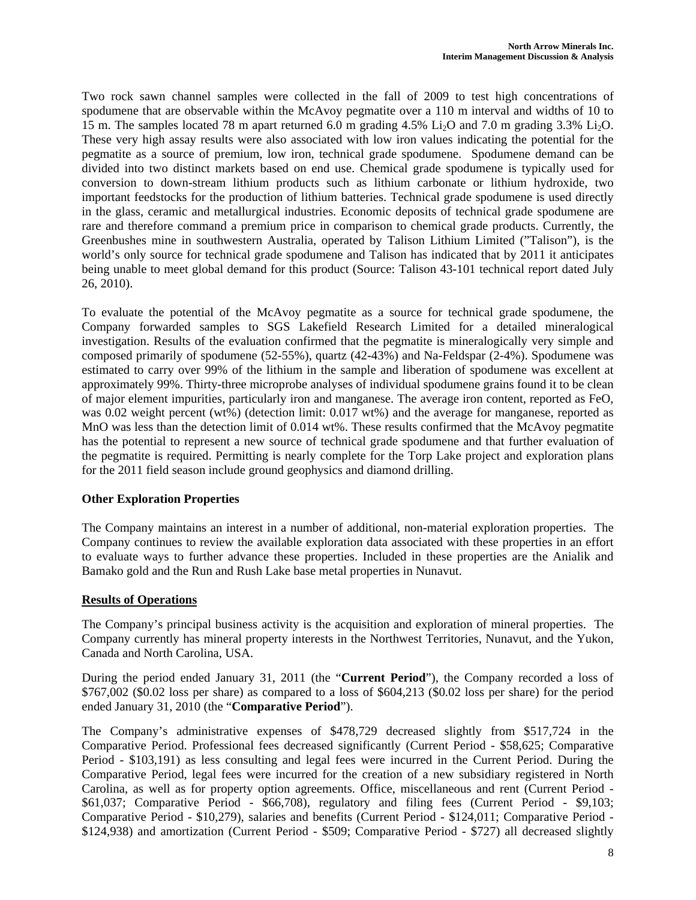Two rock sawn channel samples were collected in the fall of 2009 to test high concentrations of spodumene that are observable within the McAvoy pegmatite over a 110 m interval and widths of 10 to 15 m. The samples located 78 m apart returned 6.0 m grading 4.5% $Li_2O$ and 7.0 m grading 3.3% $Li_2O$. These very high assay results were also associated with low iron values indicating the potential for the pegmatite as a source of premium, low iron, technical grade spodumene. Spodumene demand can be divided into two distinct markets based on end use. Chemical grade spodumene is typically used for conversion to down-stream lithium products such as lithium carbonate or lithium hydroxide, two important feedstocks for the production of lithium batteries. Technical grade spodumene is used directly in the glass, ceramic and metallurgical industries. Economic deposits of technical grade spodumene are rare and therefore command a premium price in comparison to chemical grade products. Currently, the Greenbushes mine in southwestern Australia, operated by Talison Lithium Limited ("Talison"), is the world's only source for technical grade spodumene and Talison has indicated that by 2011 it anticipates being unable to meet global demand for this product (Source: Talison 43-101 technical report dated July 26, 2010).

To evaluate the potential of the McAvoy pegmatite as a source for technical grade spodumene, the Company forwarded samples to SGS Lakefield Research Limited for a detailed mineralogical investigation. Results of the evaluation confirmed that the pegmatite is mineralogically very simple and composed primarily of spodumene (52-55%), quartz (42-43%) and Na-Feldspar (2-4%). Spodumene was estimated to carry over 99% of the lithium in the sample and liberation of spodumene was excellent at approximately 99%. Thirty-three microprobe analyses of individual spodumene grains found it to be clean of major element impurities, particularly iron and manganese. The average iron content, reported as FeO, was 0.02 weight percent (wt%) (detection limit: 0.017 wt%) and the average for manganese, reported as MnO was less than the detection limit of 0.014 wt%. These results confirmed that the McAvoy pegmatite has the potential to represent a new source of technical grade spodumene and that further evaluation of the pegmatite is required. Permitting is nearly complete for the Torp Lake project and exploration plans for the 2011 field season include ground geophysics and diamond drilling.

### Other Exploration Properties

The Company maintains an interest in a number of additional, non-material exploration properties. The Company continues to review the available exploration data associated with these properties in an effort to evaluate ways to further advance these properties. Included in these properties are the Anialik and Bamako gold and the Run and Rush Lake base metal properties in Nunavut.

## Results of Operations

The Company's principal business activity is the acquisition and exploration of mineral properties. The Company currently has mineral property interests in the Northwest Territories, Nunavut, and the Yukon, Canada and North Carolina, USA.

During the period ended January 31, 2011 (the "**Current Period**"), the Company recorded a loss of \$767,002 (\$0.02 loss per share) as compared to a loss of \$604,213 (\$0.02 loss per share) for the period ended January 31, 2010 (the "**Comparative Period**").

The Company's administrative expenses of \$478,729 decreased slightly from \$517,724 in the Comparative Period. Professional fees decreased significantly (Current Period - \$58,625; Comparative Period - \$103,191) as less consulting and legal fees were incurred in the Current Period. During the Comparative Period, legal fees were incurred for the creation of a new subsidiary registered in North Carolina, as well as for property option agreements. Office, miscellaneous and rent (Current Period - \$61,037; Comparative Period - \$66,708), regulatory and filing fees (Current Period - \$9,103; Comparative Period - \$10,279), salaries and benefits (Current Period - \$124,011; Comparative Period - \$124,938) and amortization (Current Period - \$509; Comparative Period - \$727) all decreased slightly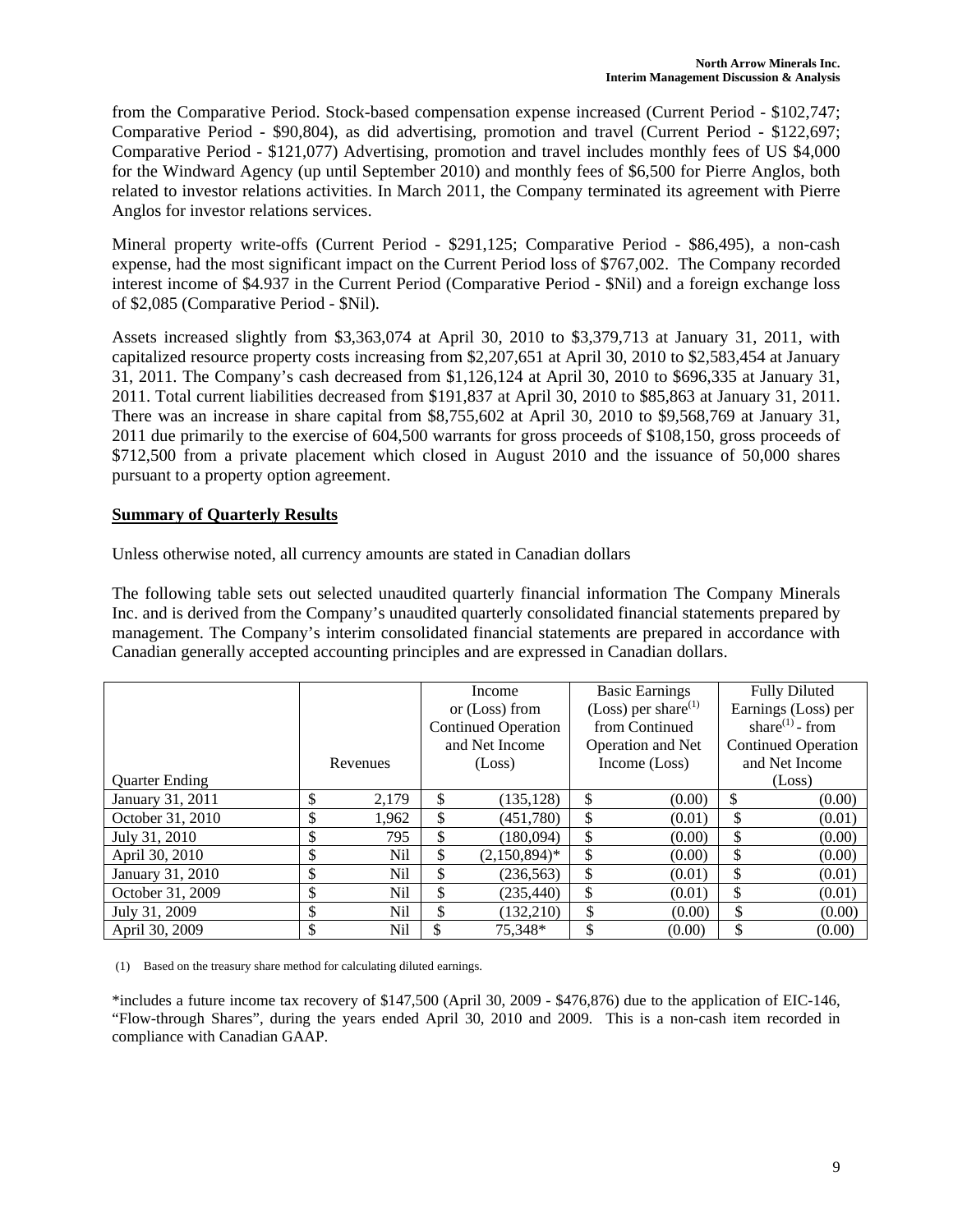from the Comparative Period. Stock-based compensation expense increased (Current Period - $102,747; Comparative Period - $90,804), as did advertising, promotion and travel (Current Period - $122,697; Comparative Period - $121,077) Advertising, promotion and travel includes monthly fees of US $4,000 for the Windward Agency (up until September 2010) and monthly fees of $6,500 for Pierre Anglos, both related to investor relations activities. In March 2011, the Company terminated its agreement with Pierre Anglos for investor relations services.

Mineral property write-offs (Current Period - $291,125; Comparative Period - $86,495), a non-cash expense, had the most significant impact on the Current Period loss of $767,002. The Company recorded interest income of $4.937 in the Current Period (Comparative Period - $Nil) and a foreign exchange loss of $2,085 (Comparative Period - $Nil).

Assets increased slightly from $3,363,074 at April 30, 2010 to $3,379,713 at January 31, 2011, with capitalized resource property costs increasing from $2,207,651 at April 30, 2010 to $2,583,454 at January 31, 2011. The Company's cash decreased from $1,126,124 at April 30, 2010 to $696,335 at January 31, 2011. Total current liabilities decreased from $191,837 at April 30, 2010 to $85,863 at January 31, 2011. There was an increase in share capital from $8,755,602 at April 30, 2010 to $9,568,769 at January 31, 2011 due primarily to the exercise of 604,500 warrants for gross proceeds of $108,150, gross proceeds of $712,500 from a private placement which closed in August 2010 and the issuance of 50,000 shares pursuant to a property option agreement.

## Summary of Quarterly Results

Unless otherwise noted, all currency amounts are stated in Canadian dollars

The following table sets out selected unaudited quarterly financial information The Company Minerals Inc. and is derived from the Company's unaudited quarterly consolidated financial statements prepared by management. The Company's interim consolidated financial statements are prepared in accordance with Canadian generally accepted accounting principles and are expressed in Canadian dollars.

| Quarter Ending | Revenues | Income or (Loss) from Continued Operation and Net Income (Loss) | Basic Earnings (Loss) per share(1) from Continued Operation and Net Income (Loss) | Fully Diluted Earnings (Loss) per share(1) - from Continued Operation and Net Income (Loss) |
|---|---|---|---|---|
| January 31, 2011 | $ 2,179 | $ (135,128) | $ (0.00) | $ (0.00) |
| October 31, 2010 | $ 1,962 | $ (451,780) | $ (0.01) | $ (0.01) |
| July 31, 2010 | $ 795 | $ (180,094) | $ (0.00) | $ (0.00) |
| April 30, 2010 | $ Nil | $ (2,150,894)* | $ (0.00) | $ (0.00) |
| January 31, 2010 | $ Nil | $ (236,563) | $ (0.01) | $ (0.01) |
| October 31, 2009 | $ Nil | $ (235,440) | $ (0.01) | $ (0.01) |
| July 31, 2009 | $ Nil | $ (132,210) | $ (0.00) | $ (0.00) |
| April 30, 2009 | $ Nil | $ 75,348* | $ (0.00) | $ (0.00) |

(1) Based on the treasury share method for calculating diluted earnings.

*includes a future income tax recovery of $147,500 (April 30, 2009 - $476,876) due to the application of EIC-146, "Flow-through Shares", during the years ended April 30, 2010 and 2009. This is a non-cash item recorded in compliance with Canadian GAAP.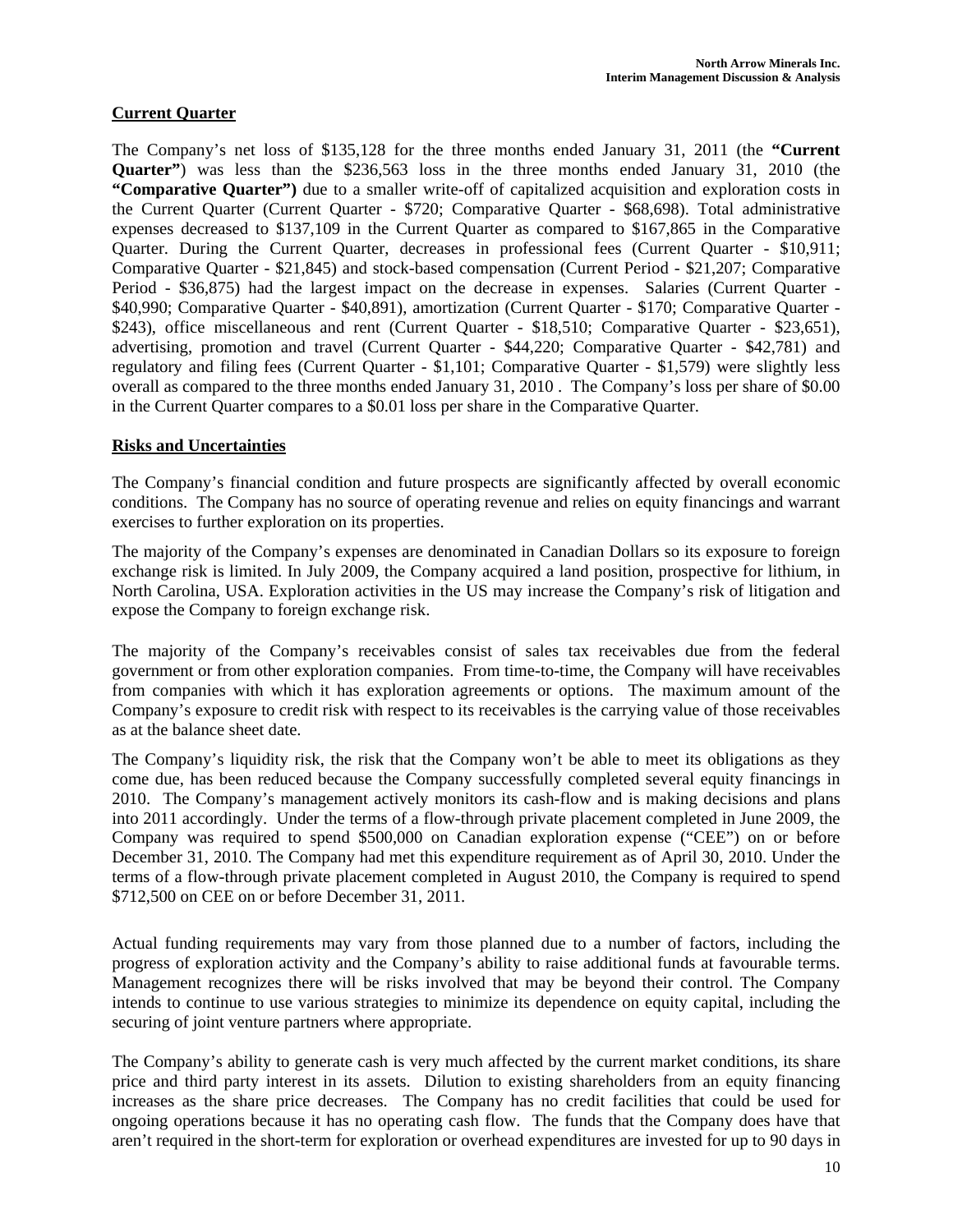## Current Quarter

The Company's net loss of $135,128 for the three months ended January 31, 2011 (the **"Current Quarter"**) was less than the $236,563 loss in the three months ended January 31, 2010 (the **"Comparative Quarter")** due to a smaller write-off of capitalized acquisition and exploration costs in the Current Quarter (Current Quarter - $720; Comparative Quarter - $68,698). Total administrative expenses decreased to $137,109 in the Current Quarter as compared to $167,865 in the Comparative Quarter. During the Current Quarter, decreases in professional fees (Current Quarter - $10,911; Comparative Quarter - $21,845) and stock-based compensation (Current Period - $21,207; Comparative Period - $36,875) had the largest impact on the decrease in expenses. Salaries (Current Quarter - $40,990; Comparative Quarter - $40,891), amortization (Current Quarter - $170; Comparative Quarter - $243), office miscellaneous and rent (Current Quarter - $18,510; Comparative Quarter - $23,651), advertising, promotion and travel (Current Quarter - $44,220; Comparative Quarter - $42,781) and regulatory and filing fees (Current Quarter - $1,101; Comparative Quarter - $1,579) were slightly less overall as compared to the three months ended January 31, 2010 . The Company's loss per share of $0.00 in the Current Quarter compares to a $0.01 loss per share in the Comparative Quarter.

## Risks and Uncertainties

The Company's financial condition and future prospects are significantly affected by overall economic conditions. The Company has no source of operating revenue and relies on equity financings and warrant exercises to further exploration on its properties.

The majority of the Company's expenses are denominated in Canadian Dollars so its exposure to foreign exchange risk is limited. In July 2009, the Company acquired a land position, prospective for lithium, in North Carolina, USA. Exploration activities in the US may increase the Company's risk of litigation and expose the Company to foreign exchange risk.

The majority of the Company's receivables consist of sales tax receivables due from the federal government or from other exploration companies. From time-to-time, the Company will have receivables from companies with which it has exploration agreements or options. The maximum amount of the Company's exposure to credit risk with respect to its receivables is the carrying value of those receivables as at the balance sheet date.

The Company's liquidity risk, the risk that the Company won't be able to meet its obligations as they come due, has been reduced because the Company successfully completed several equity financings in 2010. The Company's management actively monitors its cash-flow and is making decisions and plans into 2011 accordingly. Under the terms of a flow-through private placement completed in June 2009, the Company was required to spend $500,000 on Canadian exploration expense ("CEE") on or before December 31, 2010. The Company had met this expenditure requirement as of April 30, 2010. Under the terms of a flow-through private placement completed in August 2010, the Company is required to spend $712,500 on CEE on or before December 31, 2011.

Actual funding requirements may vary from those planned due to a number of factors, including the progress of exploration activity and the Company's ability to raise additional funds at favourable terms. Management recognizes there will be risks involved that may be beyond their control. The Company intends to continue to use various strategies to minimize its dependence on equity capital, including the securing of joint venture partners where appropriate.

The Company's ability to generate cash is very much affected by the current market conditions, its share price and third party interest in its assets. Dilution to existing shareholders from an equity financing increases as the share price decreases. The Company has no credit facilities that could be used for ongoing operations because it has no operating cash flow. The funds that the Company does have that aren't required in the short-term for exploration or overhead expenditures are invested for up to 90 days in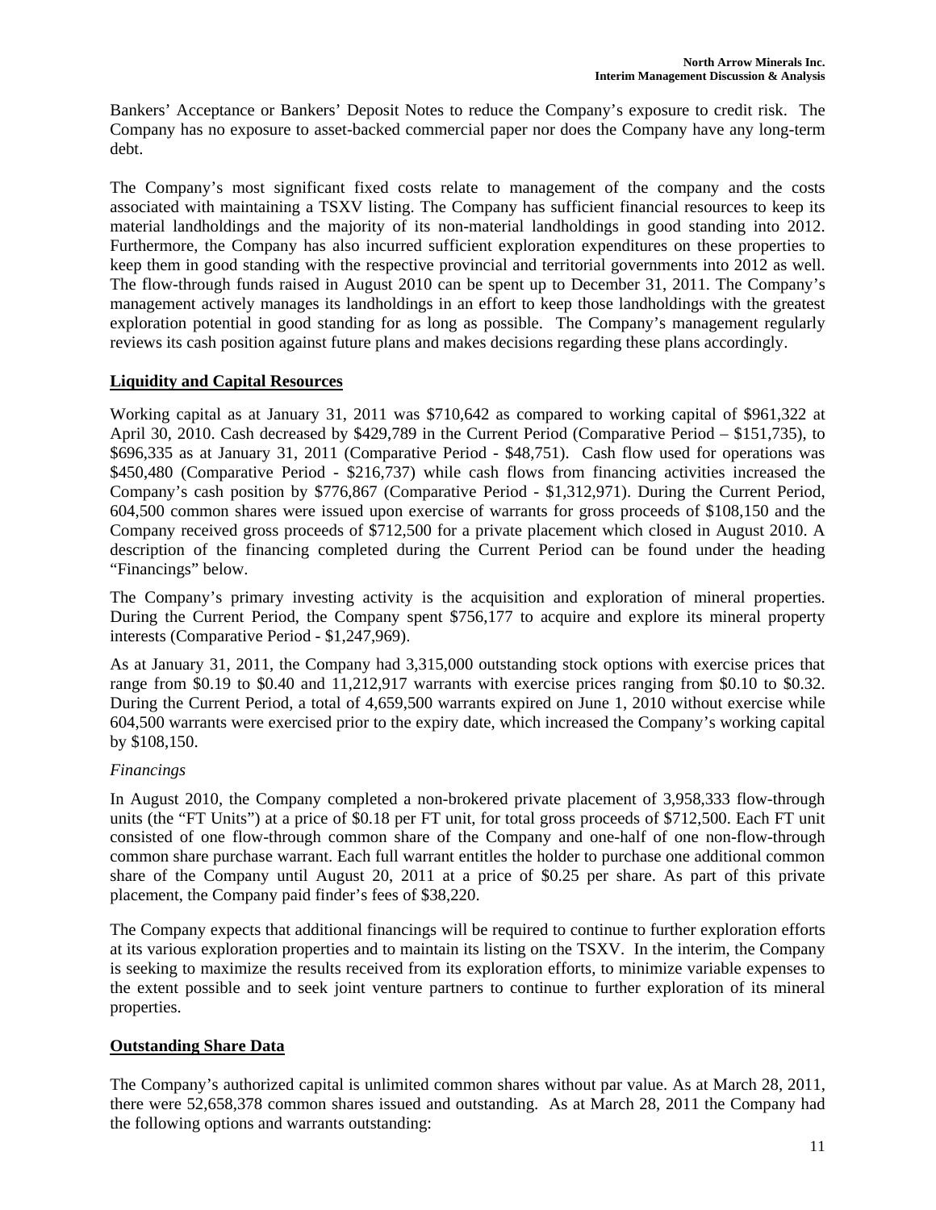Bankers' Acceptance or Bankers' Deposit Notes to reduce the Company's exposure to credit risk. The Company has no exposure to asset-backed commercial paper nor does the Company have any long-term debt.

The Company's most significant fixed costs relate to management of the company and the costs associated with maintaining a TSXV listing. The Company has sufficient financial resources to keep its material landholdings and the majority of its non-material landholdings in good standing into 2012. Furthermore, the Company has also incurred sufficient exploration expenditures on these properties to keep them in good standing with the respective provincial and territorial governments into 2012 as well. The flow-through funds raised in August 2010 can be spent up to December 31, 2011. The Company's management actively manages its landholdings in an effort to keep those landholdings with the greatest exploration potential in good standing for as long as possible. The Company's management regularly reviews its cash position against future plans and makes decisions regarding these plans accordingly.

## Liquidity and Capital Resources

Working capital as at January 31, 2011 was $710,642 as compared to working capital of $961,322 at April 30, 2010. Cash decreased by $429,789 in the Current Period (Comparative Period – $151,735), to $696,335 as at January 31, 2011 (Comparative Period - $48,751). Cash flow used for operations was $450,480 (Comparative Period - $216,737) while cash flows from financing activities increased the Company's cash position by $776,867 (Comparative Period - $1,312,971). During the Current Period, 604,500 common shares were issued upon exercise of warrants for gross proceeds of $108,150 and the Company received gross proceeds of $712,500 for a private placement which closed in August 2010. A description of the financing completed during the Current Period can be found under the heading "Financings" below.

The Company's primary investing activity is the acquisition and exploration of mineral properties. During the Current Period, the Company spent $756,177 to acquire and explore its mineral property interests (Comparative Period - $1,247,969).

As at January 31, 2011, the Company had 3,315,000 outstanding stock options with exercise prices that range from $0.19 to $0.40 and 11,212,917 warrants with exercise prices ranging from $0.10 to $0.32. During the Current Period, a total of 4,659,500 warrants expired on June 1, 2010 without exercise while 604,500 warrants were exercised prior to the expiry date, which increased the Company's working capital by $108,150.

### *Financings*

In August 2010, the Company completed a non-brokered private placement of 3,958,333 flow-through units (the "FT Units") at a price of $0.18 per FT unit, for total gross proceeds of $712,500. Each FT unit consisted of one flow-through common share of the Company and one-half of one non-flow-through common share purchase warrant. Each full warrant entitles the holder to purchase one additional common share of the Company until August 20, 2011 at a price of $0.25 per share. As part of this private placement, the Company paid finder's fees of $38,220.

The Company expects that additional financings will be required to continue to further exploration efforts at its various exploration properties and to maintain its listing on the TSXV. In the interim, the Company is seeking to maximize the results received from its exploration efforts, to minimize variable expenses to the extent possible and to seek joint venture partners to continue to further exploration of its mineral properties.

## Outstanding Share Data

The Company's authorized capital is unlimited common shares without par value. As at March 28, 2011, there were 52,658,378 common shares issued and outstanding. As at March 28, 2011 the Company had the following options and warrants outstanding: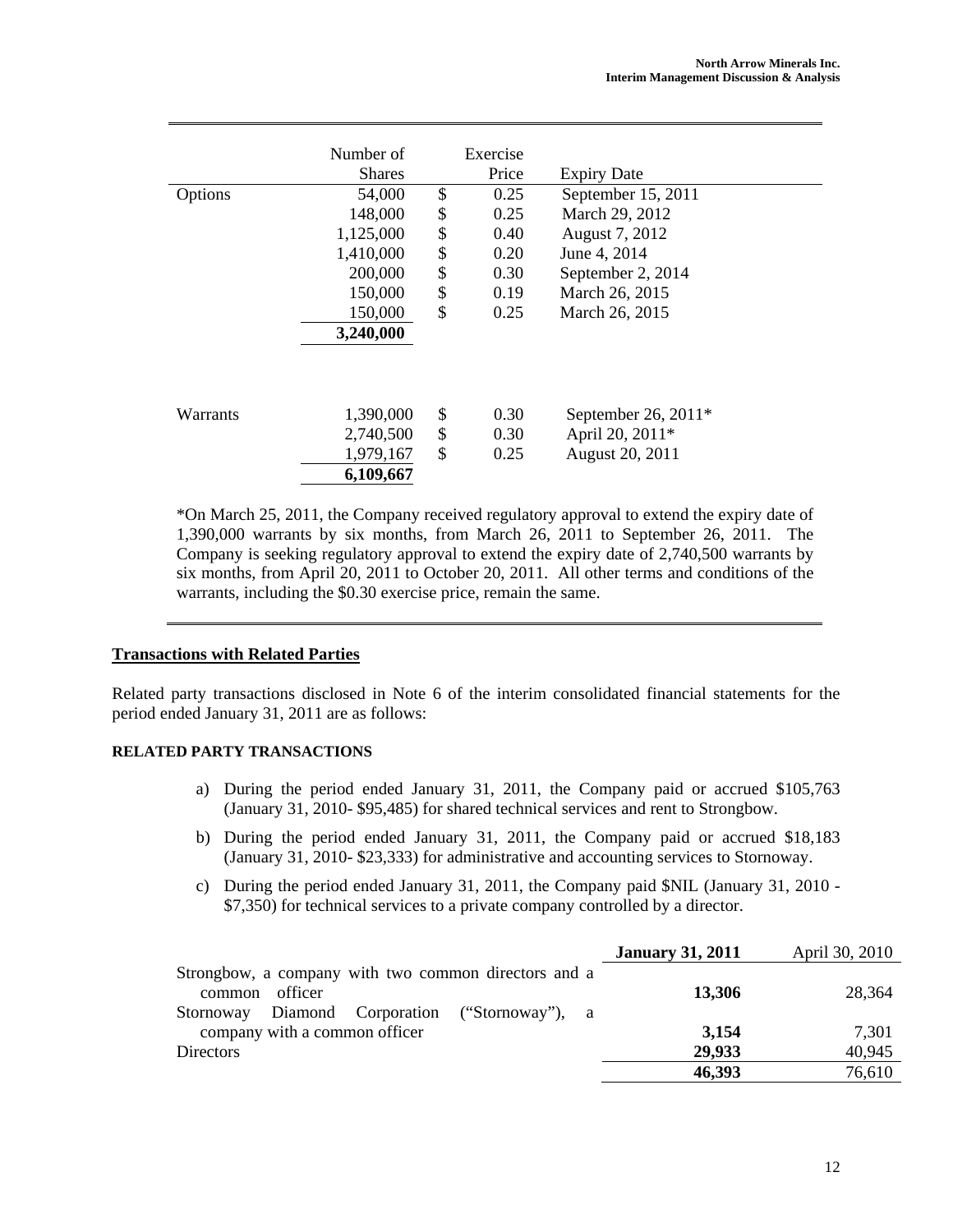| | Number of Shares | Exercise Price | Expiry Date |
|---|---|---|---|
| Options | 54,000 | $ 0.25 | September 15, 2011 |
| | 148,000 | $ 0.25 | March 29, 2012 |
| | 1,125,000 | $ 0.40 | August 7, 2012 |
| | 1,410,000 | $ 0.20 | June 4, 2014 |
| | 200,000 | $ 0.30 | September 2, 2014 |
| | 150,000 | $ 0.19 | March 26, 2015 |
| | 150,000 | $ 0.25 | March 26, 2015 |
| | **3,240,000** | | |
| | | | |
| Warrants | 1,390,000 | $ 0.30 | September 26, 2011* |
| | 2,740,500 | $ 0.30 | April 20, 2011* |
| | 1,979,167 | $ 0.25 | August 20, 2011 |
| | **6,109,667** | | |

*On March 25, 2011, the Company received regulatory approval to extend the expiry date of 1,390,000 warrants by six months, from March 26, 2011 to September 26, 2011. The Company is seeking regulatory approval to extend the expiry date of 2,740,500 warrants by six months, from April 20, 2011 to October 20, 2011. All other terms and conditions of the warrants, including the $0.30 exercise price, remain the same.

## Transactions with Related Parties

Related party transactions disclosed in Note 6 of the interim consolidated financial statements for the period ended January 31, 2011 are as follows:

### RELATED PARTY TRANSACTIONS

a) During the period ended January 31, 2011, the Company paid or accrued $105,763 (January 31, 2010- $95,485) for shared technical services and rent to Strongbow.

b) During the period ended January 31, 2011, the Company paid or accrued $18,183 (January 31, 2010- $23,333) for administrative and accounting services to Stornoway.

c) During the period ended January 31, 2011, the Company paid $NIL (January 31, 2010 - $7,350) for technical services to a private company controlled by a director.

| | **January 31, 2011** | April 30, 2010 |
|---|---|---|
| Strongbow, a company with two common directors and a common officer | **13,306** | 28,364 |
| Stornoway Diamond Corporation ("Stornoway"), a company with a common officer | **3,154** | 7,301 |
| Directors | **29,933** | 40,945 |
| | **46,393** | 76,610 |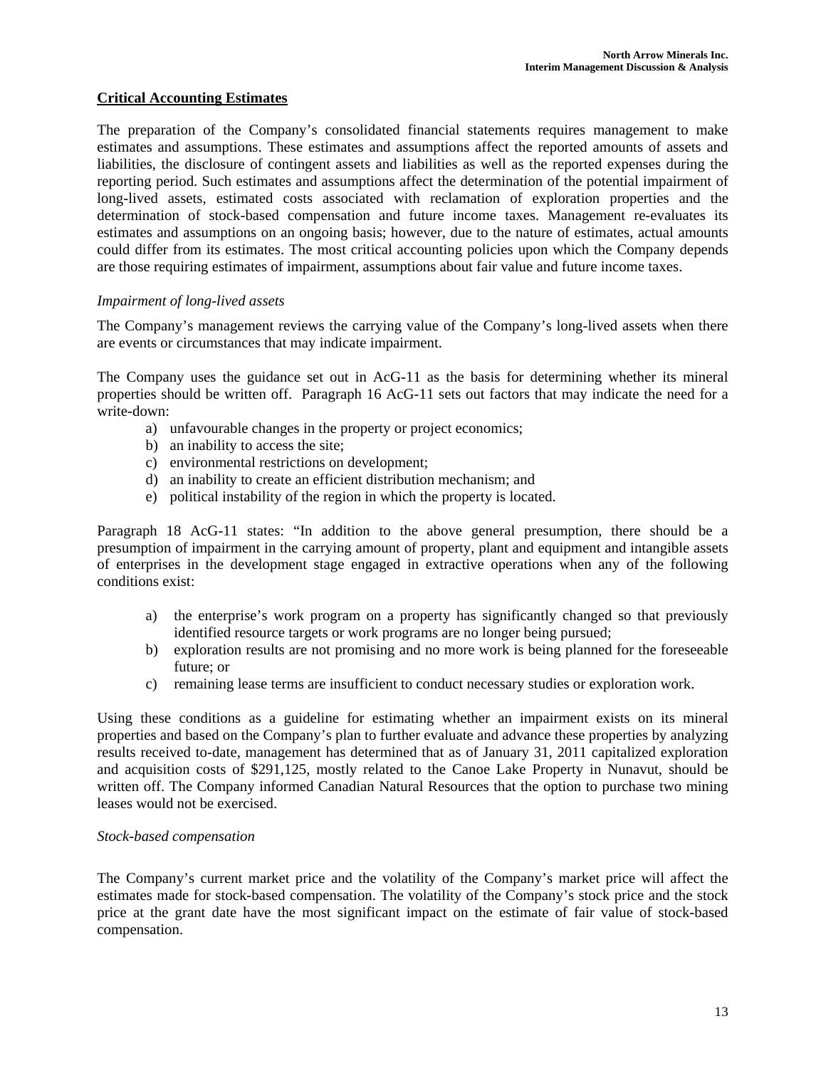## Critical Accounting Estimates

The preparation of the Company's consolidated financial statements requires management to make estimates and assumptions. These estimates and assumptions affect the reported amounts of assets and liabilities, the disclosure of contingent assets and liabilities as well as the reported expenses during the reporting period. Such estimates and assumptions affect the determination of the potential impairment of long-lived assets, estimated costs associated with reclamation of exploration properties and the determination of stock-based compensation and future income taxes. Management re-evaluates its estimates and assumptions on an ongoing basis; however, due to the nature of estimates, actual amounts could differ from its estimates. The most critical accounting policies upon which the Company depends are those requiring estimates of impairment, assumptions about fair value and future income taxes.

*Impairment of long-lived assets*

The Company's management reviews the carrying value of the Company's long-lived assets when there are events or circumstances that may indicate impairment.

The Company uses the guidance set out in AcG-11 as the basis for determining whether its mineral properties should be written off. Paragraph 16 AcG-11 sets out factors that may indicate the need for a write-down:

a) unfavourable changes in the property or project economics;
b) an inability to access the site;
c) environmental restrictions on development;
d) an inability to create an efficient distribution mechanism; and
e) political instability of the region in which the property is located.

Paragraph 18 AcG-11 states: "In addition to the above general presumption, there should be a presumption of impairment in the carrying amount of property, plant and equipment and intangible assets of enterprises in the development stage engaged in extractive operations when any of the following conditions exist:

a) the enterprise's work program on a property has significantly changed so that previously identified resource targets or work programs are no longer being pursued;
b) exploration results are not promising and no more work is being planned for the foreseeable future; or
c) remaining lease terms are insufficient to conduct necessary studies or exploration work.

Using these conditions as a guideline for estimating whether an impairment exists on its mineral properties and based on the Company's plan to further evaluate and advance these properties by analyzing results received to-date, management has determined that as of January 31, 2011 capitalized exploration and acquisition costs of $291,125, mostly related to the Canoe Lake Property in Nunavut, should be written off. The Company informed Canadian Natural Resources that the option to purchase two mining leases would not be exercised.

*Stock-based compensation*

The Company's current market price and the volatility of the Company's market price will affect the estimates made for stock-based compensation. The volatility of the Company's stock price and the stock price at the grant date have the most significant impact on the estimate of fair value of stock-based compensation.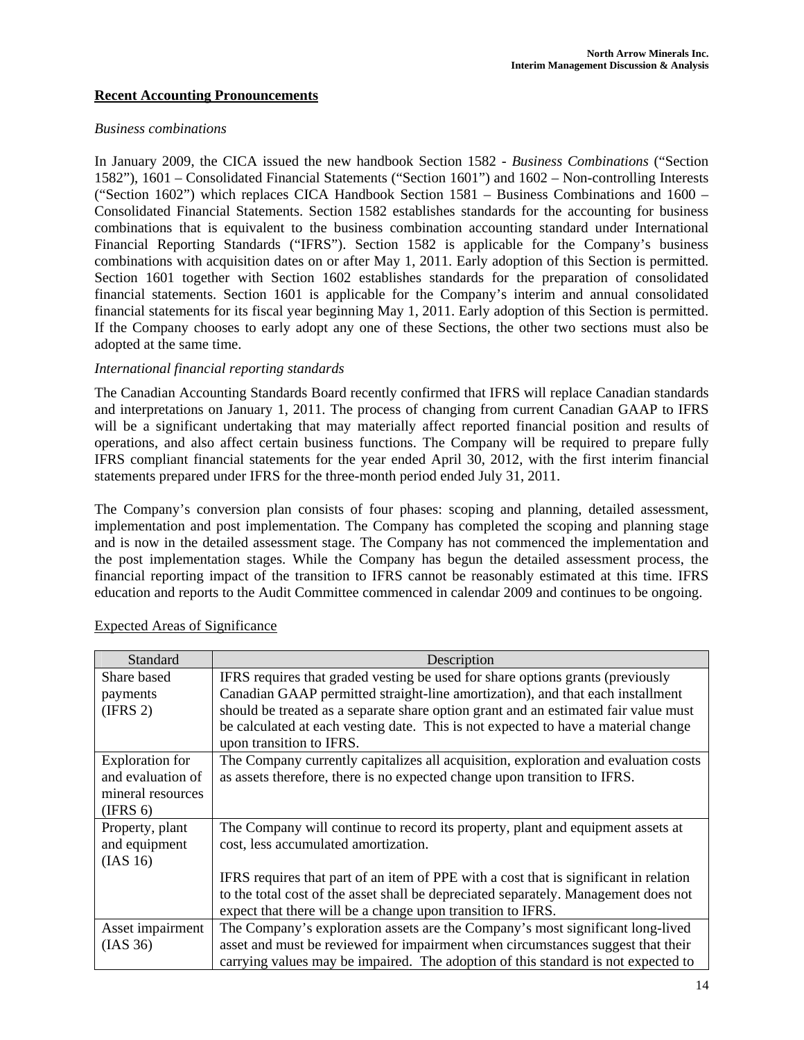## Recent Accounting Pronouncements

*Business combinations*

In January 2009, the CICA issued the new handbook Section 1582 - *Business Combinations* ("Section 1582"), 1601 – Consolidated Financial Statements ("Section 1601") and 1602 – Non-controlling Interests ("Section 1602") which replaces CICA Handbook Section 1581 – Business Combinations and 1600 – Consolidated Financial Statements. Section 1582 establishes standards for the accounting for business combinations that is equivalent to the business combination accounting standard under International Financial Reporting Standards ("IFRS"). Section 1582 is applicable for the Company's business combinations with acquisition dates on or after May 1, 2011. Early adoption of this Section is permitted. Section 1601 together with Section 1602 establishes standards for the preparation of consolidated financial statements. Section 1601 is applicable for the Company's interim and annual consolidated financial statements for its fiscal year beginning May 1, 2011. Early adoption of this Section is permitted. If the Company chooses to early adopt any one of these Sections, the other two sections must also be adopted at the same time.

*International financial reporting standards*

The Canadian Accounting Standards Board recently confirmed that IFRS will replace Canadian standards and interpretations on January 1, 2011. The process of changing from current Canadian GAAP to IFRS will be a significant undertaking that may materially affect reported financial position and results of operations, and also affect certain business functions. The Company will be required to prepare fully IFRS compliant financial statements for the year ended April 30, 2012, with the first interim financial statements prepared under IFRS for the three-month period ended July 31, 2011.

The Company's conversion plan consists of four phases: scoping and planning, detailed assessment, implementation and post implementation. The Company has completed the scoping and planning stage and is now in the detailed assessment stage. The Company has not commenced the implementation and the post implementation stages. While the Company has begun the detailed assessment process, the financial reporting impact of the transition to IFRS cannot be reasonably estimated at this time. IFRS education and reports to the Audit Committee commenced in calendar 2009 and continues to be ongoing.

Expected Areas of Significance

| Standard | Description |
|---|---|
| Share based payments (IFRS 2) | IFRS requires that graded vesting be used for share options grants (previously Canadian GAAP permitted straight-line amortization), and that each installment should be treated as a separate share option grant and an estimated fair value must be calculated at each vesting date. This is not expected to have a material change upon transition to IFRS. |
| Exploration for and evaluation of mineral resources (IFRS 6) | The Company currently capitalizes all acquisition, exploration and evaluation costs as assets therefore, there is no expected change upon transition to IFRS. |
| Property, plant and equipment (IAS 16) | The Company will continue to record its property, plant and equipment assets at cost, less accumulated amortization.<br><br>IFRS requires that part of an item of PPE with a cost that is significant in relation to the total cost of the asset shall be depreciated separately. Management does not expect that there will be a change upon transition to IFRS. |
| Asset impairment (IAS 36) | The Company's exploration assets are the Company's most significant long-lived asset and must be reviewed for impairment when circumstances suggest that their carrying values may be impaired. The adoption of this standard is not expected to |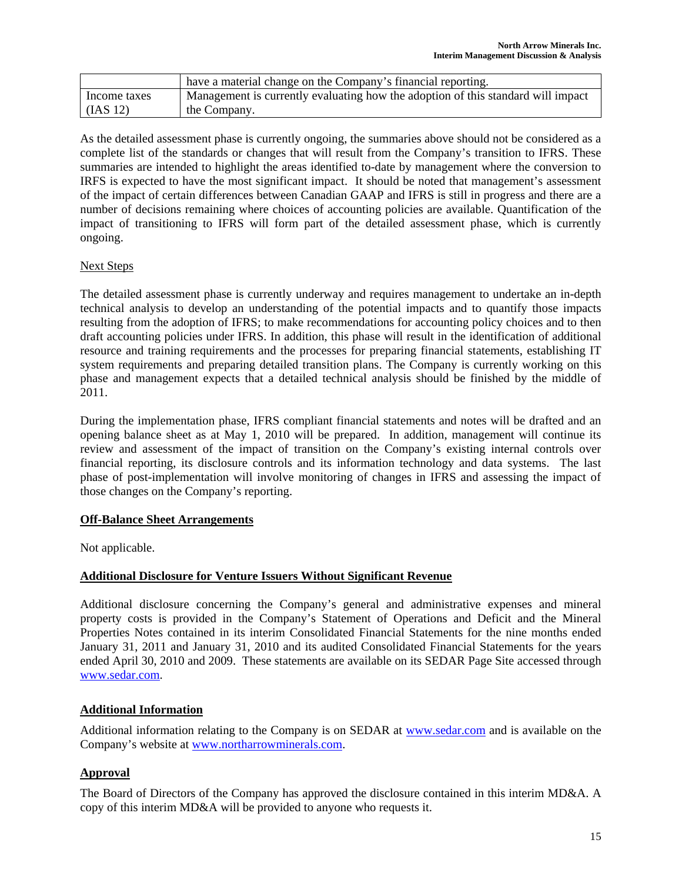| | |
|---|---|
| | have a material change on the Company's financial reporting. |
| Income taxes (IAS 12) | Management is currently evaluating how the adoption of this standard will impact the Company. |

As the detailed assessment phase is currently ongoing, the summaries above should not be considered as a complete list of the standards or changes that will result from the Company's transition to IFRS. These summaries are intended to highlight the areas identified to-date by management where the conversion to IRFS is expected to have the most significant impact. It should be noted that management's assessment of the impact of certain differences between Canadian GAAP and IFRS is still in progress and there are a number of decisions remaining where choices of accounting policies are available. Quantification of the impact of transitioning to IFRS will form part of the detailed assessment phase, which is currently ongoing.

Next Steps

The detailed assessment phase is currently underway and requires management to undertake an in-depth technical analysis to develop an understanding of the potential impacts and to quantify those impacts resulting from the adoption of IFRS; to make recommendations for accounting policy choices and to then draft accounting policies under IFRS. In addition, this phase will result in the identification of additional resource and training requirements and the processes for preparing financial statements, establishing IT system requirements and preparing detailed transition plans. The Company is currently working on this phase and management expects that a detailed technical analysis should be finished by the middle of 2011.

During the implementation phase, IFRS compliant financial statements and notes will be drafted and an opening balance sheet as at May 1, 2010 will be prepared. In addition, management will continue its review and assessment of the impact of transition on the Company's existing internal controls over financial reporting, its disclosure controls and its information technology and data systems. The last phase of post-implementation will involve monitoring of changes in IFRS and assessing the impact of those changes on the Company's reporting.

## Off-Balance Sheet Arrangements

Not applicable.

## Additional Disclosure for Venture Issuers Without Significant Revenue

Additional disclosure concerning the Company's general and administrative expenses and mineral property costs is provided in the Company's Statement of Operations and Deficit and the Mineral Properties Notes contained in its interim Consolidated Financial Statements for the nine months ended January 31, 2011 and January 31, 2010 and its audited Consolidated Financial Statements for the years ended April 30, 2010 and 2009. These statements are available on its SEDAR Page Site accessed through www.sedar.com.

## Additional Information

Additional information relating to the Company is on SEDAR at www.sedar.com and is available on the Company's website at www.northarrowminerals.com.

## Approval

The Board of Directors of the Company has approved the disclosure contained in this interim MD&A. A copy of this interim MD&A will be provided to anyone who requests it.